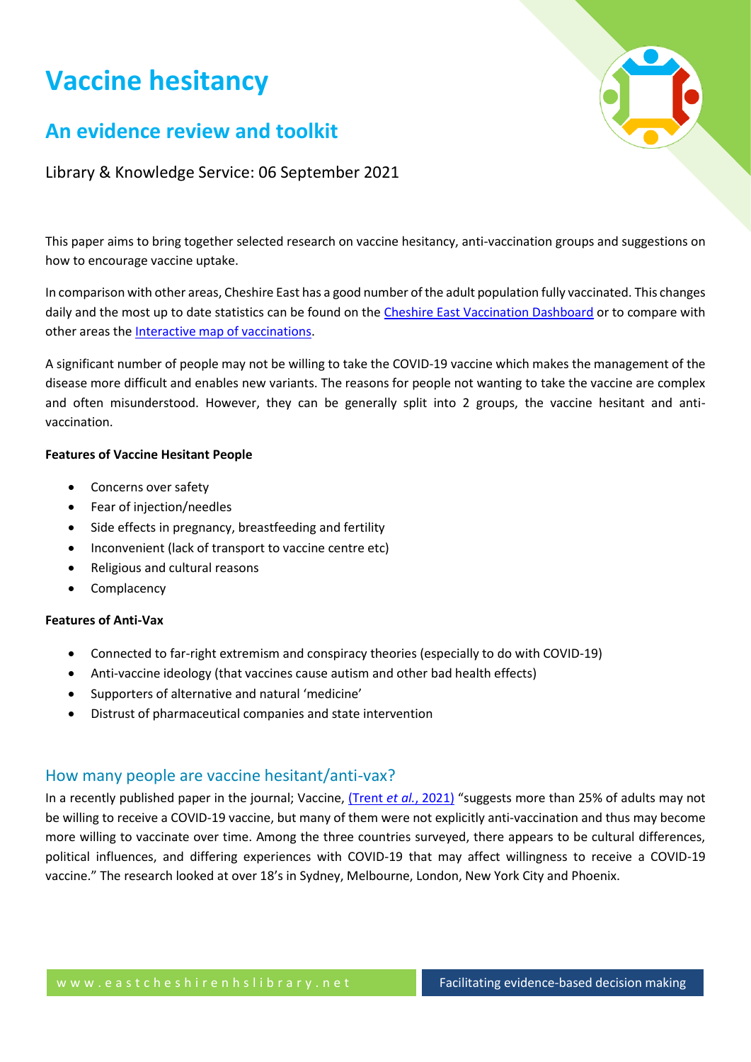# Vaccine hesitancy

## An evidence review and toolkit

Library & Knowledge Service: 06 September 2021

This paper aims to bring together selected research on vaccine hesitancy, anti-vaccination groups and suggestions on how to encourage vaccine uptake.

In comparison with other areas, Cheshire East has a good number of the adult population fully vaccinated. This changes daily and the most up to date statistics can be found on the [Cheshire East Vaccination Dashboard]() or to compare with other areas the [Interactive map of vaccinations]().

A significant number of people may not be willing to take the COVID-19 vaccine which makes the management of the disease more difficult and enables new variants. The reasons for people not wanting to take the vaccine are complex and often misunderstood. However, they can be generally split into 2 groups, the vaccine hesitant and anti-vaccination.

**Features of Vaccine Hesitant People**

- Concerns over safety
- Fear of injection/needles
- Side effects in pregnancy, breastfeeding and fertility
- Inconvenient (lack of transport to vaccine centre etc)
- Religious and cultural reasons
- Complacency

**Features of Anti-Vax**

- Connected to far-right extremism and conspiracy theories (especially to do with COVID-19)
- Anti-vaccine ideology (that vaccines cause autism and other bad health effects)
- Supporters of alternative and natural 'medicine'
- Distrust of pharmaceutical companies and state intervention

### How many people are vaccine hesitant/anti-vax?

In a recently published paper in the journal; Vaccine, [(Trent *et al.*, 2021)]() "suggests more than 25% of adults may not be willing to receive a COVID-19 vaccine, but many of them were not explicitly anti-vaccination and thus may become more willing to vaccinate over time. Among the three countries surveyed, there appears to be cultural differences, political influences, and differing experiences with COVID-19 that may affect willingness to receive a COVID-19 vaccine." The research looked at over 18's in Sydney, Melbourne, London, New York City and Phoenix.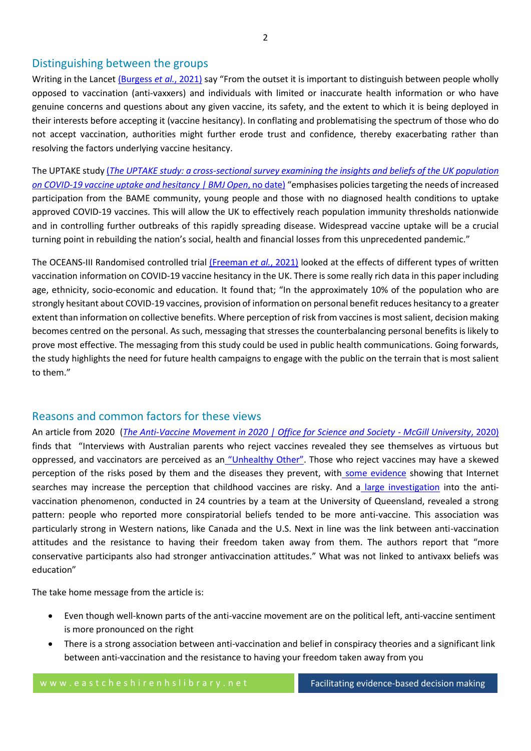## Distinguishing between the groups

Writing in the Lancet (Burgess *et al.*, 2021) say "From the outset it is important to distinguish between people wholly opposed to vaccination (anti-vaxxers) and individuals with limited or inaccurate health information or who have genuine concerns and questions about any given vaccine, its safety, and the extent to which it is being deployed in their interests before accepting it (vaccine hesitancy). In conflating and problematising the spectrum of those who do not accept vaccination, authorities might further erode trust and confidence, thereby exacerbating rather than resolving the factors underlying vaccine hesitancy.

The UPTAKE study (*The UPTAKE study: a cross-sectional survey examining the insights and beliefs of the UK population on COVID-19 vaccine uptake and hesitancy | BMJ Open*, no date) "emphasises policies targeting the needs of increased participation from the BAME community, young people and those with no diagnosed health conditions to uptake approved COVID-19 vaccines. This will allow the UK to effectively reach population immunity thresholds nationwide and in controlling further outbreaks of this rapidly spreading disease. Widespread vaccine uptake will be a crucial turning point in rebuilding the nation's social, health and financial losses from this unprecedented pandemic."

The OCEANS-III Randomised controlled trial (Freeman *et al.*, 2021) looked at the effects of different types of written vaccination information on COVID-19 vaccine hesitancy in the UK. There is some really rich data in this paper including age, ethnicity, socio-economic and education. It found that; "In the approximately 10% of the population who are strongly hesitant about COVID-19 vaccines, provision of information on personal benefit reduces hesitancy to a greater extent than information on collective benefits. Where perception of risk from vaccines is most salient, decision making becomes centred on the personal. As such, messaging that stresses the counterbalancing personal benefits is likely to prove most effective. The messaging from this study could be used in public health communications. Going forwards, the study highlights the need for future health campaigns to engage with the public on the terrain that is most salient to them."

## Reasons and common factors for these views

An article from 2020 (*The Anti-Vaccine Movement in 2020 | Office for Science and Society - McGill University*, 2020) finds that "Interviews with Australian parents who reject vaccines revealed they see themselves as virtuous but oppressed, and vaccinators are perceived as an "Unhealthy Other". Those who reject vaccines may have a skewed perception of the risks posed by them and the diseases they prevent, with some evidence showing that Internet searches may increase the perception that childhood vaccines are risky. And a large investigation into the anti-vaccination phenomenon, conducted in 24 countries by a team at the University of Queensland, revealed a strong pattern: people who reported more conspiratorial beliefs tended to be more anti-vaccine. This association was particularly strong in Western nations, like Canada and the U.S. Next in line was the link between anti-vaccination attitudes and the resistance to having their freedom taken away from them. The authors report that "more conservative participants also had stronger antivaccination attitudes." What was not linked to antivaxx beliefs was education"

The take home message from the article is:

- Even though well-known parts of the anti-vaccine movement are on the political left, anti-vaccine sentiment is more pronounced on the right
- There is a strong association between anti-vaccination and belief in conspiracy theories and a significant link between anti-vaccination and the resistance to having your freedom taken away from you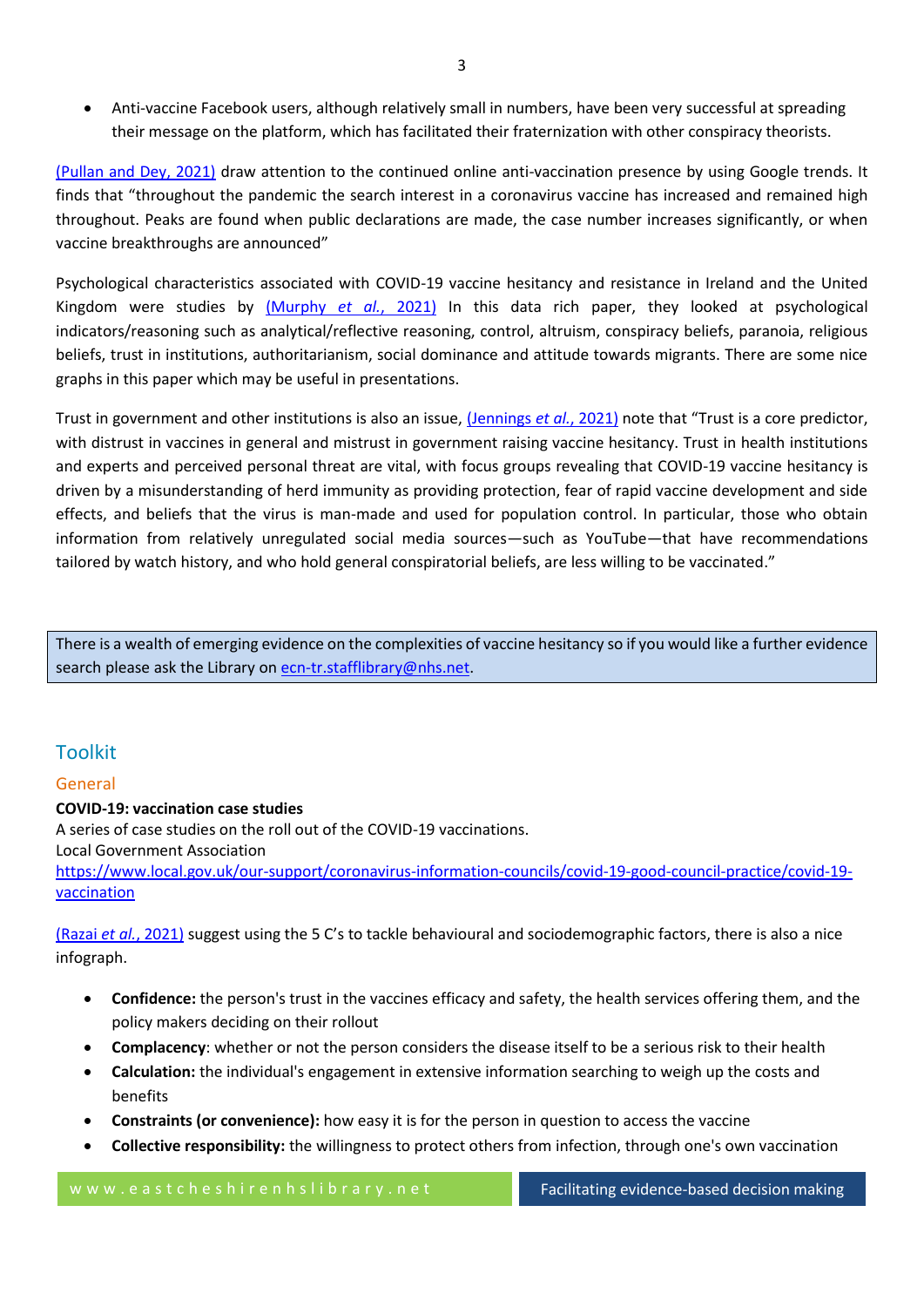- Anti-vaccine Facebook users, although relatively small in numbers, have been very successful at spreading their message on the platform, which has facilitated their fraternization with other conspiracy theorists.

(Pullan and Dey, 2021) draw attention to the continued online anti-vaccination presence by using Google trends. It finds that "throughout the pandemic the search interest in a coronavirus vaccine has increased and remained high throughout. Peaks are found when public declarations are made, the case number increases significantly, or when vaccine breakthroughs are announced"

Psychological characteristics associated with COVID-19 vaccine hesitancy and resistance in Ireland and the United Kingdom were studies by (Murphy *et al.*, 2021) In this data rich paper, they looked at psychological indicators/reasoning such as analytical/reflective reasoning, control, altruism, conspiracy beliefs, paranoia, religious beliefs, trust in institutions, authoritarianism, social dominance and attitude towards migrants. There are some nice graphs in this paper which may be useful in presentations.

Trust in government and other institutions is also an issue, (Jennings *et al.*, 2021) note that "Trust is a core predictor, with distrust in vaccines in general and mistrust in government raising vaccine hesitancy. Trust in health institutions and experts and perceived personal threat are vital, with focus groups revealing that COVID-19 vaccine hesitancy is driven by a misunderstanding of herd immunity as providing protection, fear of rapid vaccine development and side effects, and beliefs that the virus is man-made and used for population control. In particular, those who obtain information from relatively unregulated social media sources—such as YouTube—that have recommendations tailored by watch history, and who hold general conspiratorial beliefs, are less willing to be vaccinated."

> There is a wealth of emerging evidence on the complexities of vaccine hesitancy so if you would like a further evidence search please ask the Library on ecn-tr.stafflibrary@nhs.net.

## Toolkit

### General

**COVID-19: vaccination case studies**
A series of case studies on the roll out of the COVID-19 vaccinations.
Local Government Association
https://www.local.gov.uk/our-support/coronavirus-information-councils/covid-19-good-council-practice/covid-19-vaccination

(Razai *et al.*, 2021) suggest using the 5 C's to tackle behavioural and sociodemographic factors, there is also a nice infograph.

- **Confidence:** the person's trust in the vaccines efficacy and safety, the health services offering them, and the policy makers deciding on their rollout
- **Complacency**: whether or not the person considers the disease itself to be a serious risk to their health
- **Calculation:** the individual's engagement in extensive information searching to weigh up the costs and benefits
- **Constraints (or convenience):** how easy it is for the person in question to access the vaccine
- **Collective responsibility:** the willingness to protect others from infection, through one's own vaccination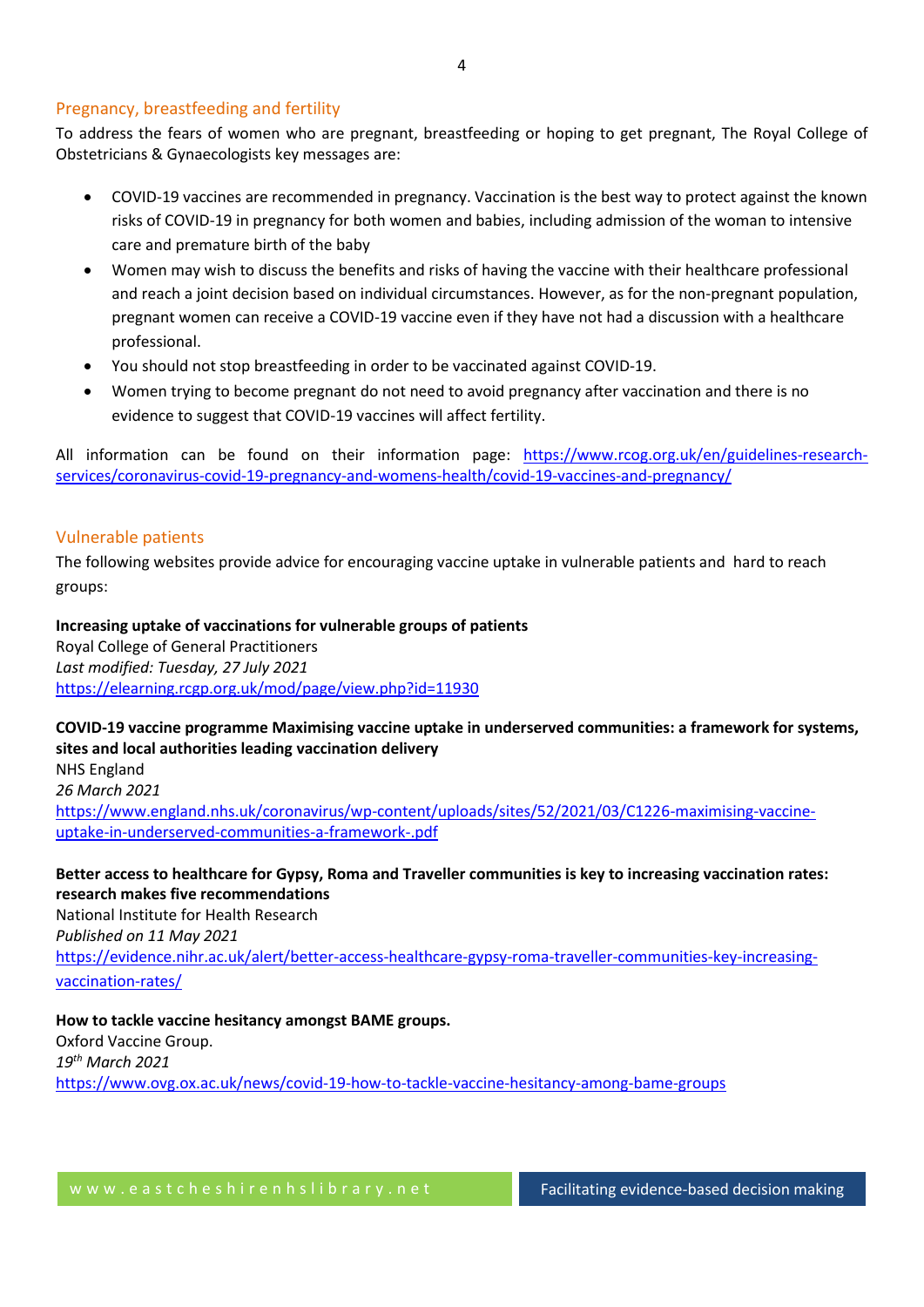## Pregnancy, breastfeeding and fertility

To address the fears of women who are pregnant, breastfeeding or hoping to get pregnant, The Royal College of Obstetricians & Gynaecologists key messages are:

- COVID-19 vaccines are recommended in pregnancy. Vaccination is the best way to protect against the known risks of COVID-19 in pregnancy for both women and babies, including admission of the woman to intensive care and premature birth of the baby
- Women may wish to discuss the benefits and risks of having the vaccine with their healthcare professional and reach a joint decision based on individual circumstances. However, as for the non-pregnant population, pregnant women can receive a COVID-19 vaccine even if they have not had a discussion with a healthcare professional.
- You should not stop breastfeeding in order to be vaccinated against COVID-19.
- Women trying to become pregnant do not need to avoid pregnancy after vaccination and there is no evidence to suggest that COVID-19 vaccines will affect fertility.

All information can be found on their information page: https://www.rcog.org.uk/en/guidelines-research-services/coronavirus-covid-19-pregnancy-and-womens-health/covid-19-vaccines-and-pregnancy/

## Vulnerable patients

The following websites provide advice for encouraging vaccine uptake in vulnerable patients and hard to reach groups:

**Increasing uptake of vaccinations for vulnerable groups of patients**
Royal College of General Practitioners
*Last modified: Tuesday, 27 July 2021*
https://elearning.rcgp.org.uk/mod/page/view.php?id=11930

**COVID-19 vaccine programme Maximising vaccine uptake in underserved communities: a framework for systems, sites and local authorities leading vaccination delivery**
NHS England
*26 March 2021*
https://www.england.nhs.uk/coronavirus/wp-content/uploads/sites/52/2021/03/C1226-maximising-vaccine-uptake-in-underserved-communities-a-framework-.pdf

**Better access to healthcare for Gypsy, Roma and Traveller communities is key to increasing vaccination rates: research makes five recommendations**
National Institute for Health Research
*Published on 11 May 2021*
https://evidence.nihr.ac.uk/alert/better-access-healthcare-gypsy-roma-traveller-communities-key-increasing-vaccination-rates/

**How to tackle vaccine hesitancy amongst BAME groups.**
Oxford Vaccine Group.
*19th March 2021*
https://www.ovg.ox.ac.uk/news/covid-19-how-to-tackle-vaccine-hesitancy-among-bame-groups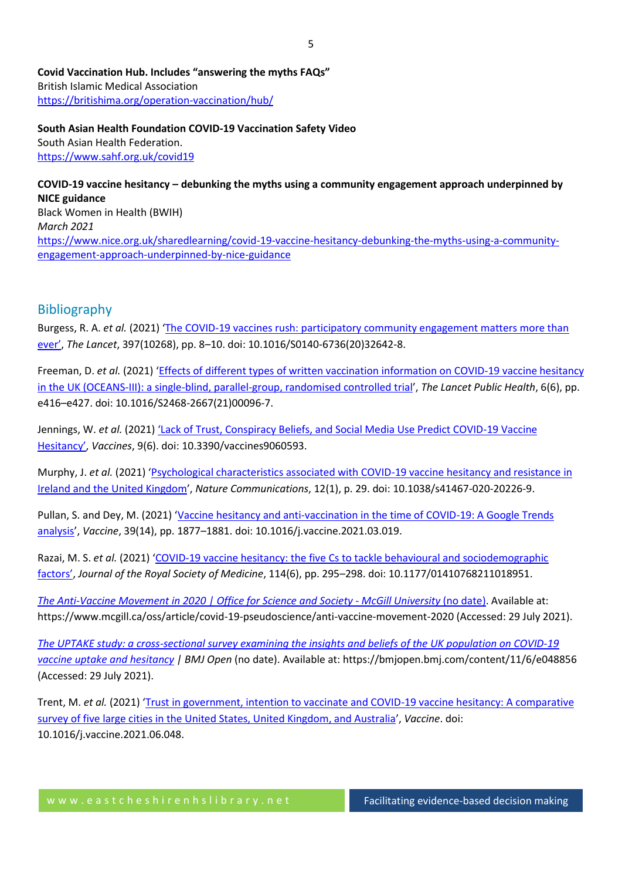**Covid Vaccination Hub. Includes "answering the myths FAQs"**
British Islamic Medical Association
https://britishima.org/operation-vaccination/hub/

**South Asian Health Foundation COVID-19 Vaccination Safety Video**
South Asian Health Federation.
https://www.sahf.org.uk/covid19

**COVID-19 vaccine hesitancy – debunking the myths using a community engagement approach underpinned by NICE guidance**
Black Women in Health (BWIH)
*March 2021*
https://www.nice.org.uk/sharedlearning/covid-19-vaccine-hesitancy-debunking-the-myths-using-a-community-engagement-approach-underpinned-by-nice-guidance

## Bibliography

Burgess, R. A. *et al.* (2021) 'The COVID-19 vaccines rush: participatory community engagement matters more than ever', *The Lancet*, 397(10268), pp. 8–10. doi: 10.1016/S0140-6736(20)32642-8.

Freeman, D. *et al.* (2021) 'Effects of different types of written vaccination information on COVID-19 vaccine hesitancy in the UK (OCEANS-III): a single-blind, parallel-group, randomised controlled trial', *The Lancet Public Health*, 6(6), pp. e416–e427. doi: 10.1016/S2468-2667(21)00096-7.

Jennings, W. *et al.* (2021) 'Lack of Trust, Conspiracy Beliefs, and Social Media Use Predict COVID-19 Vaccine Hesitancy', *Vaccines*, 9(6). doi: 10.3390/vaccines9060593.

Murphy, J. *et al.* (2021) 'Psychological characteristics associated with COVID-19 vaccine hesitancy and resistance in Ireland and the United Kingdom', *Nature Communications*, 12(1), p. 29. doi: 10.1038/s41467-020-20226-9.

Pullan, S. and Dey, M. (2021) 'Vaccine hesitancy and anti-vaccination in the time of COVID-19: A Google Trends analysis', *Vaccine*, 39(14), pp. 1877–1881. doi: 10.1016/j.vaccine.2021.03.019.

Razai, M. S. *et al.* (2021) 'COVID-19 vaccine hesitancy: the five Cs to tackle behavioural and sociodemographic factors', *Journal of the Royal Society of Medicine*, 114(6), pp. 295–298. doi: 10.1177/01410768211018951.

*The Anti-Vaccine Movement in 2020 | Office for Science and Society - McGill University* (no date). Available at: https://www.mcgill.ca/oss/article/covid-19-pseudoscience/anti-vaccine-movement-2020 (Accessed: 29 July 2021).

*The UPTAKE study: a cross-sectional survey examining the insights and beliefs of the UK population on COVID-19 vaccine uptake and hesitancy* | *BMJ Open* (no date). Available at: https://bmjopen.bmj.com/content/11/6/e048856 (Accessed: 29 July 2021).

Trent, M. *et al.* (2021) 'Trust in government, intention to vaccinate and COVID-19 vaccine hesitancy: A comparative survey of five large cities in the United States, United Kingdom, and Australia', *Vaccine*. doi: 10.1016/j.vaccine.2021.06.048.